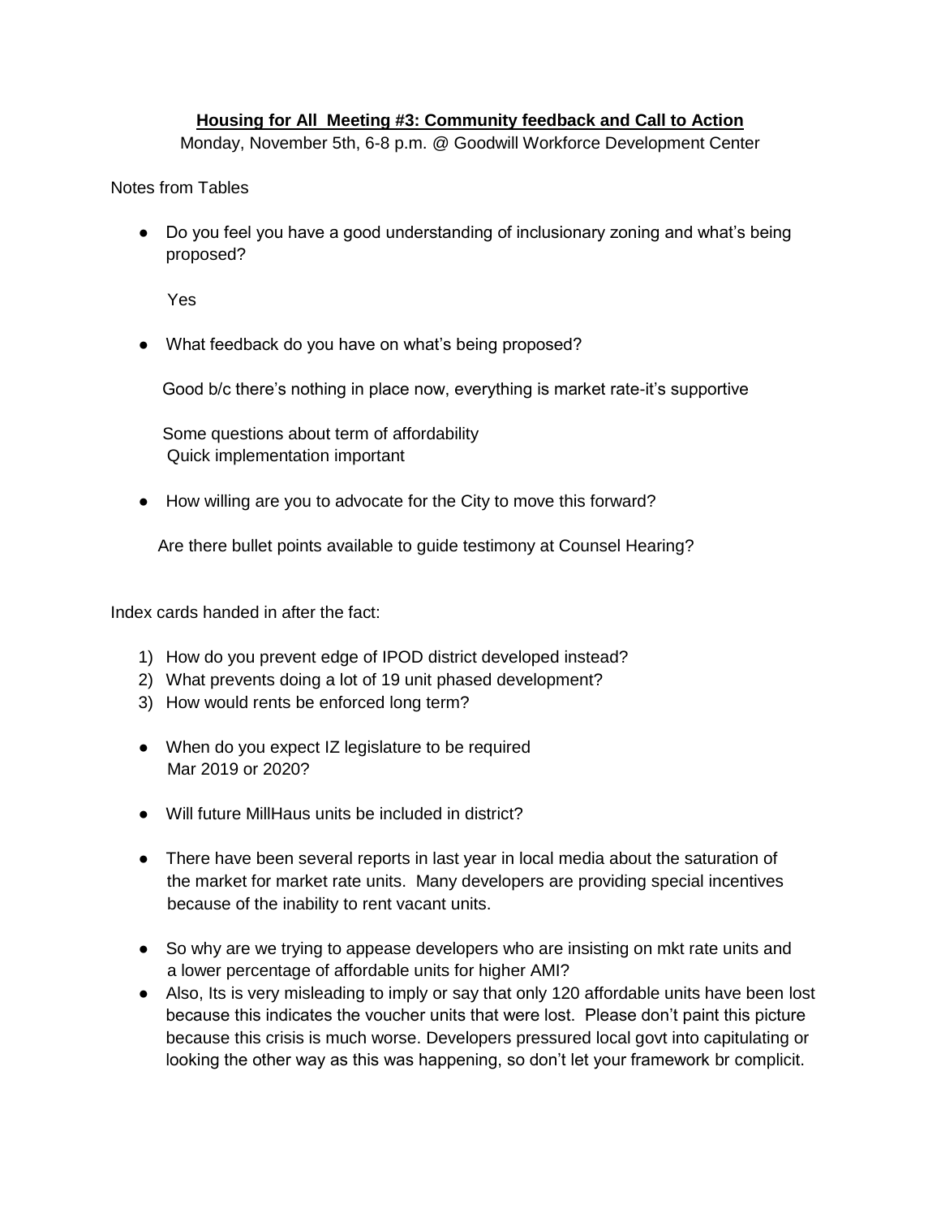**Housing for All Meeting #3: Community feedback and Call to Action**

Monday, November 5th, 6-8 p.m. @ Goodwill Workforce Development Center

Notes from Tables

- Do you feel you have a good understanding of inclusionary zoning and what's being proposed?

  Yes

- What feedback do you have on what's being proposed?

  Good b/c there's nothing in place now, everything is market rate-it's supportive

  Some questions about term of affordability
  Quick implementation important

- How willing are you to advocate for the City to move this forward?

  Are there bullet points available to guide testimony at Counsel Hearing?

Index cards handed in after the fact:

1) How do you prevent edge of IPOD district developed instead?
2) What prevents doing a lot of 19 unit phased development?
3) How would rents be enforced long term?

- When do you expect IZ legislature to be required
  Mar 2019 or 2020?

- Will future MillHaus units be included in district?

- There have been several reports in last year in local media about the saturation of the market for market rate units. Many developers are providing special incentives because of the inability to rent vacant units.

- So why are we trying to appease developers who are insisting on mkt rate units and a lower percentage of affordable units for higher AMI?
- Also, Its is very misleading to imply or say that only 120 affordable units have been lost because this indicates the voucher units that were lost. Please don't paint this picture because this crisis is much worse. Developers pressured local govt into capitulating or looking the other way as this was happening, so don't let your framework br complicit.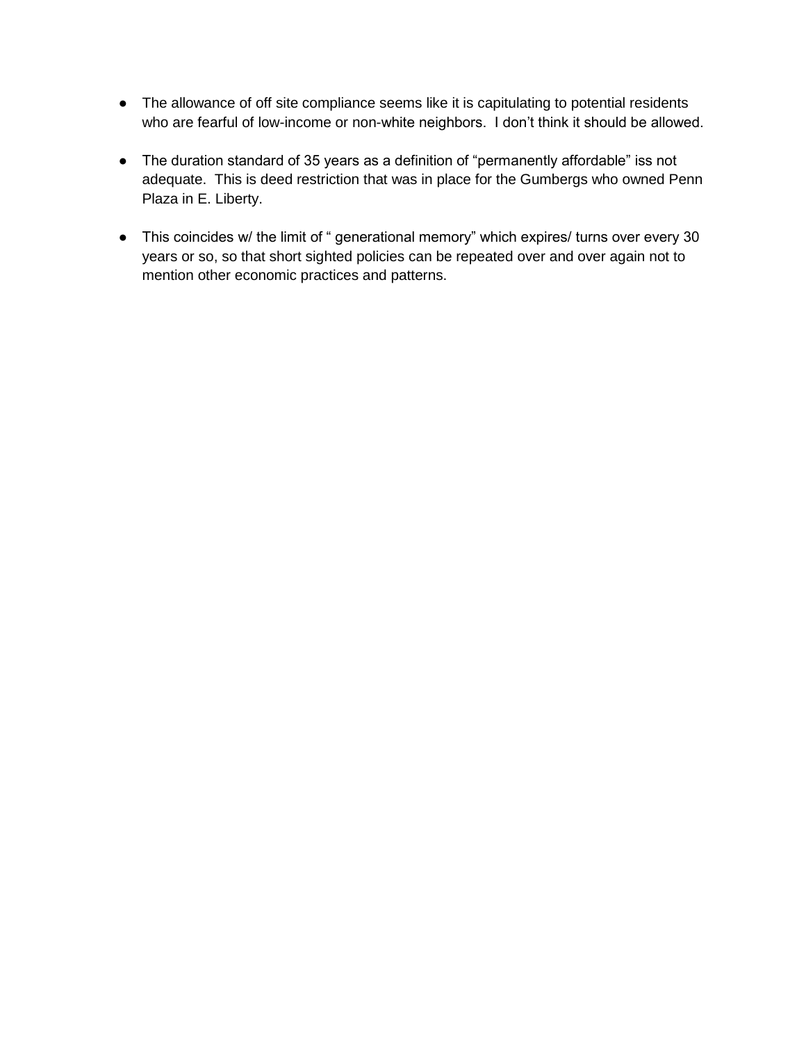- The allowance of off site compliance seems like it is capitulating to potential residents who are fearful of low-income or non-white neighbors. I don't think it should be allowed.

- The duration standard of 35 years as a definition of "permanently affordable" iss not adequate. This is deed restriction that was in place for the Gumbergs who owned Penn Plaza in E. Liberty.

- This coincides w/ the limit of " generational memory" which expires/ turns over every 30 years or so, so that short sighted policies can be repeated over and over again not to mention other economic practices and patterns.